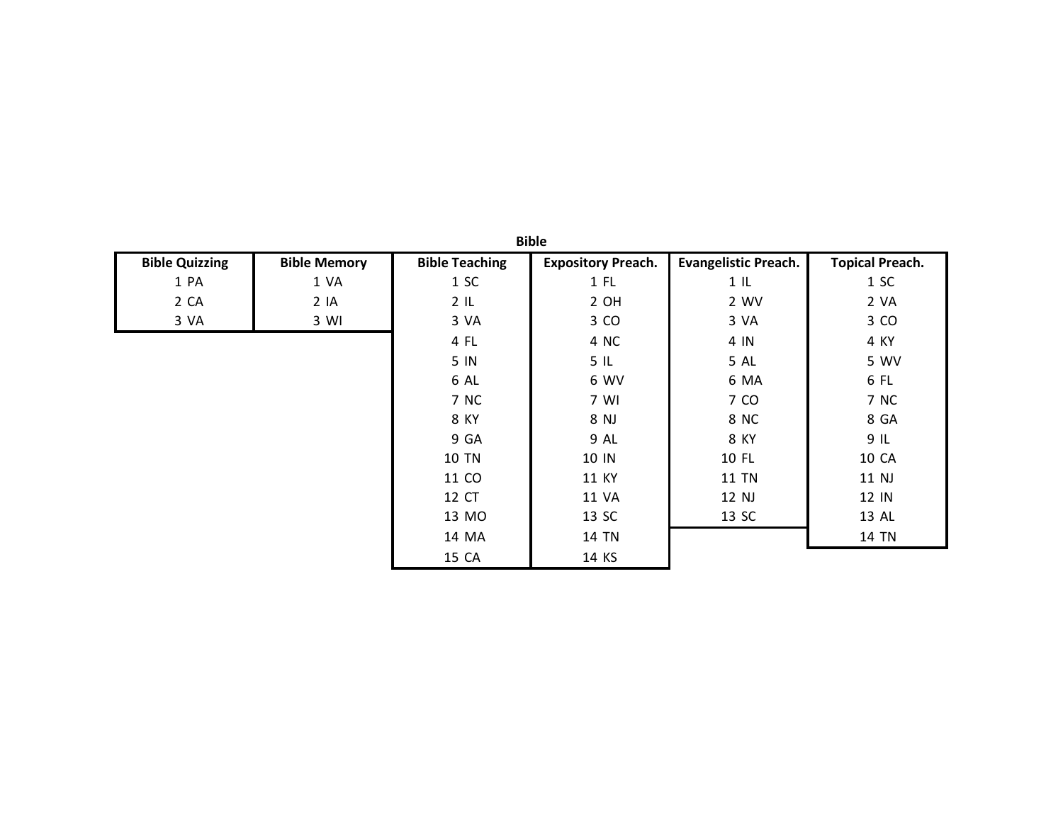**Bible**

| Bible Quizzing | Bible Memory | Bible Teaching | Expository Preach. | Evangelistic Preach. | Topical Preach. |
|---|---|---|---|---|---|
| 1 PA | 1 VA | 1 SC | 1 FL | 1 IL | 1 SC |
| 2 CA | 2 IA | 2 IL | 2 OH | 2 WV | 2 VA |
| 3 VA | 3 WI | 3 VA | 3 CO | 3 VA | 3 CO |
| | | 4 FL | 4 NC | 4 IN | 4 KY |
| | | 5 IN | 5 IL | 5 AL | 5 WV |
| | | 6 AL | 6 WV | 6 MA | 6 FL |
| | | 7 NC | 7 WI | 7 CO | 7 NC |
| | | 8 KY | 8 NJ | 8 NC | 8 GA |
| | | 9 GA | 9 AL | 8 KY | 9 IL |
| | | 10 TN | 10 IN | 10 FL | 10 CA |
| | | 11 CO | 11 KY | 11 TN | 11 NJ |
| | | 12 CT | 11 VA | 12 NJ | 12 IN |
| | | 13 MO | 13 SC | 13 SC | 13 AL |
| | | 14 MA | 14 TN | | 14 TN |
| | | 15 CA | 14 KS | | |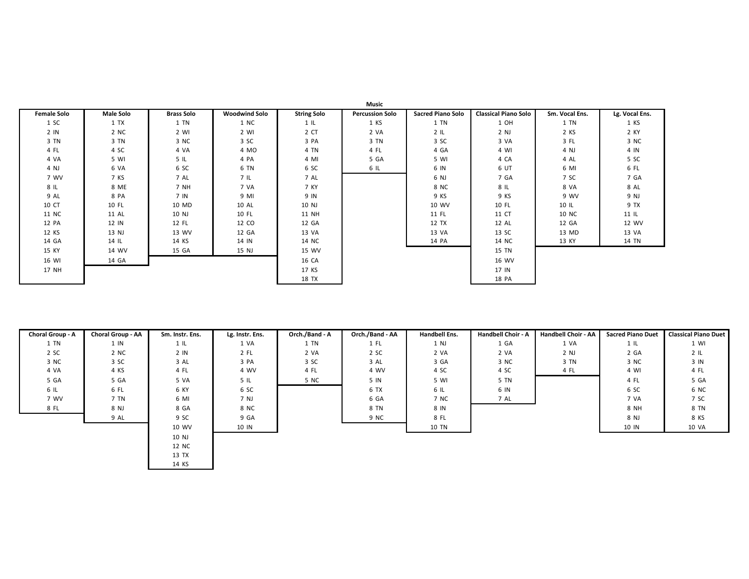# Music

| Female Solo | Male Solo | Brass Solo | Woodwind Solo | String Solo | Percussion Solo | Sacred Piano Solo | Classical Piano Solo | Sm. Vocal Ens. | Lg. Vocal Ens. |
|---|---|---|---|---|---|---|---|---|---|
| 1 SC | 1 TX | 1 TN | 1 NC | 1 IL | 1 KS | 1 TN | 1 OH | 1 TN | 1 KS |
| 2 IN | 2 NC | 2 WI | 2 WI | 2 CT | 2 VA | 2 IL | 2 NJ | 2 KS | 2 KY |
| 3 TN | 3 TN | 3 NC | 3 SC | 3 PA | 3 TN | 3 SC | 3 VA | 3 FL | 3 NC |
| 4 FL | 4 SC | 4 VA | 4 MO | 4 TN | 4 FL | 4 GA | 4 WI | 4 NJ | 4 IN |
| 4 VA | 5 WI | 5 IL | 4 PA | 4 MI | 5 GA | 5 WI | 4 CA | 4 AL | 5 SC |
| 4 NJ | 6 VA | 6 SC | 6 TN | 6 SC | 6 IL | 6 IN | 6 UT | 6 MI | 6 FL |
| 7 WV | 7 KS | 7 AL | 7 IL | 7 AL | | 6 NJ | 7 GA | 7 SC | 7 GA |
| 8 IL | 8 ME | 7 NH | 7 VA | 7 KY | | 8 NC | 8 IL | 8 VA | 8 AL |
| 9 AL | 8 PA | 7 IN | 9 MI | 9 IN | | 9 KS | 9 KS | 9 WV | 9 NJ |
| 10 CT | 10 FL | 10 MD | 10 AL | 10 NJ | | 10 WV | 10 FL | 10 IL | 9 TX |
| 11 NC | 11 AL | 10 NJ | 10 FL | 11 NH | | 11 FL | 11 CT | 10 NC | 11 IL |
| 12 PA | 12 IN | 12 FL | 12 CO | 12 GA | | 12 TX | 12 AL | 12 GA | 12 WV |
| 12 KS | 13 NJ | 13 WV | 12 GA | 13 VA | | 13 VA | 13 SC | 13 MD | 13 VA |
| 14 GA | 14 IL | 14 KS | 14 IN | 14 NC | | 14 PA | 14 NC | 13 KY | 14 TN |
| 15 KY | 14 WV | 15 GA | 15 NJ | 15 WV | | | 15 TN | | |
| 16 WI | 14 GA | | | 16 CA | | | 16 WV | | |
| 17 NH | | | | 17 KS | | | 17 IN | | |
| | | | | 18 TX | | | 18 PA | | |

| Choral Group - A | Choral Group - AA | Sm. Instr. Ens. | Lg. Instr. Ens. | Orch./Band - A | Orch./Band - AA | Handbell Ens. | Handbell Choir - A | Handbell Choir - AA | Sacred Piano Duet | Classical Piano Duet |
|---|---|---|---|---|---|---|---|---|---|---|
| 1 TN | 1 IN | 1 IL | 1 VA | 1 TN | 1 FL | 1 NJ | 1 GA | 1 VA | 1 IL | 1 WI |
| 2 SC | 2 NC | 2 IN | 2 FL | 2 VA | 2 SC | 2 VA | 2 VA | 2 NJ | 2 GA | 2 IL |
| 3 NC | 3 SC | 3 AL | 3 PA | 3 SC | 3 AL | 3 GA | 3 NC | 3 TN | 3 NC | 3 IN |
| 4 VA | 4 KS | 4 FL | 4 WV | 4 FL | 4 WV | 4 SC | 4 SC | 4 FL | 4 WI | 4 FL |
| 5 GA | 5 GA | 5 VA | 5 IL | 5 NC | 5 IN | 5 WI | 5 TN | | 4 FL | 5 GA |
| 6 IL | 6 FL | 6 KY | 6 SC | | 6 TX | 6 IL | 6 IN | | 6 SC | 6 NC |
| 7 WV | 7 TN | 6 MI | 7 NJ | | 6 GA | 7 NC | 7 AL | | 7 VA | 7 SC |
| 8 FL | 8 NJ | 8 GA | 8 NC | | 8 TN | 8 IN | | | 8 NH | 8 TN |
| | 9 AL | 9 SC | 9 GA | | 9 NC | 8 FL | | | 8 NJ | 8 KS |
| | | 10 WV | 10 IN | | | 10 TN | | | 10 IN | 10 VA |
| | | 10 NJ | | | | | | | | |
| | | 12 NC | | | | | | | | |
| | | 13 TX | | | | | | | | |
| | | 14 KS | | | | | | | | |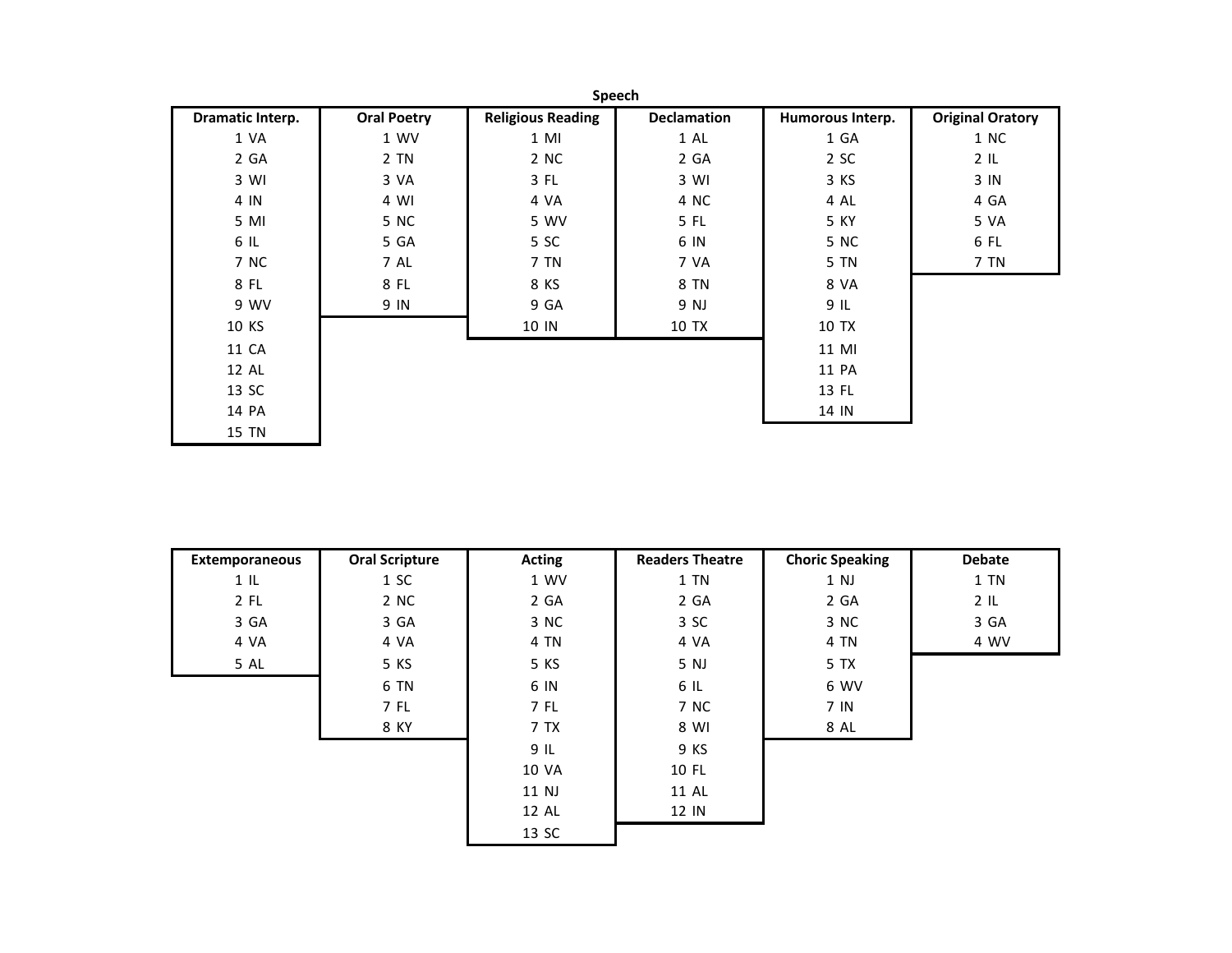## Speech

| Dramatic Interp. | Oral Poetry | Religious Reading | Declamation | Humorous Interp. | Original Oratory |
|---|---|---|---|---|---|
| 1 VA | 1 WV | 1 MI | 1 AL | 1 GA | 1 NC |
| 2 GA | 2 TN | 2 NC | 2 GA | 2 SC | 2 IL |
| 3 WI | 3 VA | 3 FL | 3 WI | 3 KS | 3 IN |
| 4 IN | 4 WI | 4 VA | 4 NC | 4 AL | 4 GA |
| 5 MI | 5 NC | 5 WV | 5 FL | 5 KY | 5 VA |
| 6 IL | 5 GA | 5 SC | 6 IN | 5 NC | 6 FL |
| 7 NC | 7 AL | 7 TN | 7 VA | 5 TN | 7 TN |
| 8 FL | 8 FL | 8 KS | 8 TN | 8 VA | |
| 9 WV | 9 IN | 9 GA | 9 NJ | 9 IL | |
| 10 KS | | 10 IN | 10 TX | 10 TX | |
| 11 CA | | | | 11 MI | |
| 12 AL | | | | 11 PA | |
| 13 SC | | | | 13 FL | |
| 14 PA | | | | 14 IN | |
| 15 TN | | | | | |

| Extemporaneous | Oral Scripture | Acting | Readers Theatre | Choric Speaking | Debate |
|---|---|---|---|---|---|
| 1 IL | 1 SC | 1 WV | 1 TN | 1 NJ | 1 TN |
| 2 FL | 2 NC | 2 GA | 2 GA | 2 GA | 2 IL |
| 3 GA | 3 GA | 3 NC | 3 SC | 3 NC | 3 GA |
| 4 VA | 4 VA | 4 TN | 4 VA | 4 TN | 4 WV |
| 5 AL | 5 KS | 5 KS | 5 NJ | 5 TX | |
| | 6 TN | 6 IN | 6 IL | 6 WV | |
| | 7 FL | 7 FL | 7 NC | 7 IN | |
| | 8 KY | 7 TX | 8 WI | 8 AL | |
| | | 9 IL | 9 KS | | |
| | | 10 VA | 10 FL | | |
| | | 11 NJ | 11 AL | | |
| | | 12 AL | 12 IN | | |
| | | 13 SC | | | |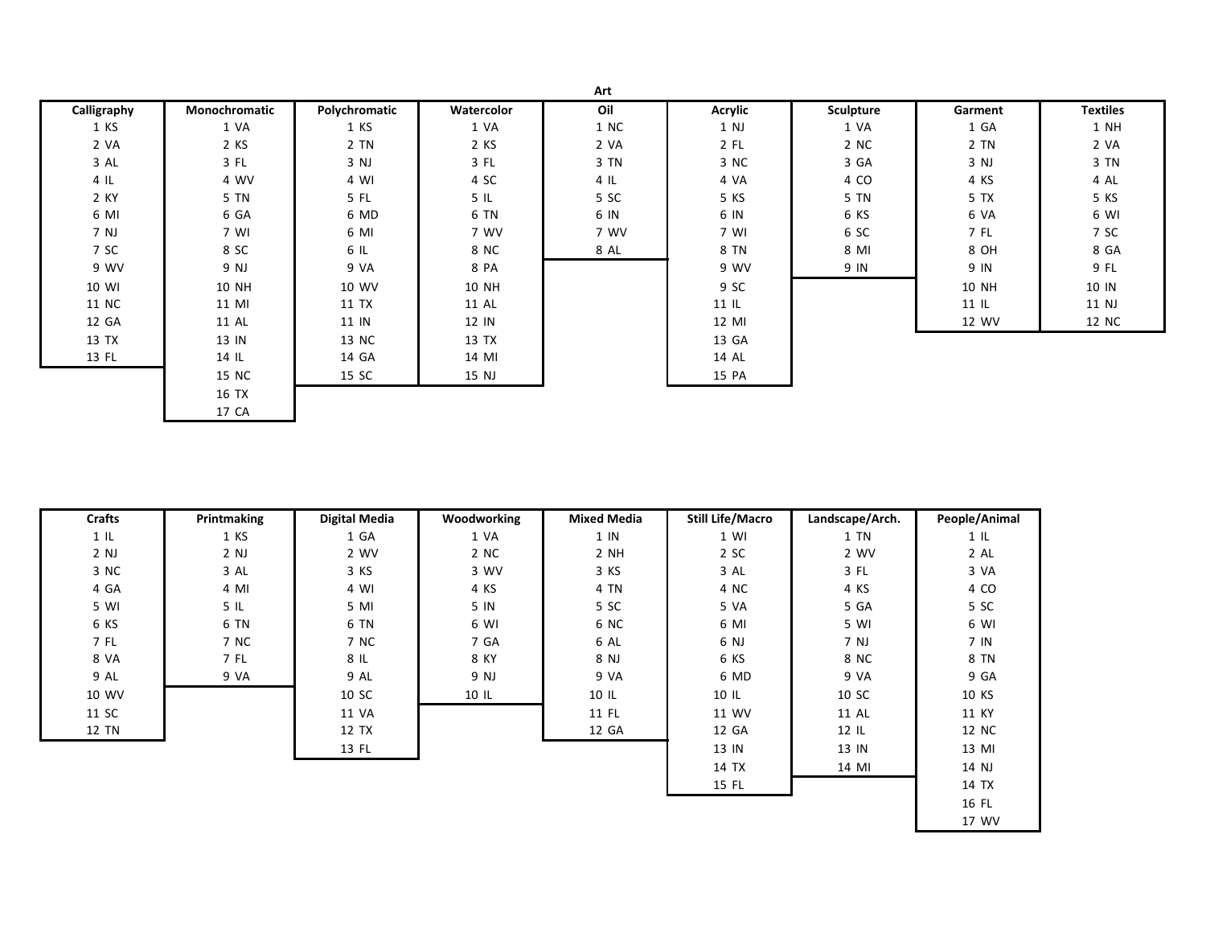# Art

| Calligraphy | Monochromatic | Polychromatic | Watercolor | Oil | Acrylic | Sculpture | Garment | Textiles |
|---|---|---|---|---|---|---|---|---|
| 1 KS | 1 VA | 1 KS | 1 VA | 1 NC | 1 NJ | 1 VA | 1 GA | 1 NH |
| 2 VA | 2 KS | 2 TN | 2 KS | 2 VA | 2 FL | 2 NC | 2 TN | 2 VA |
| 3 AL | 3 FL | 3 NJ | 3 FL | 3 TN | 3 NC | 3 GA | 3 NJ | 3 TN |
| 4 IL | 4 WV | 4 WI | 4 SC | 4 IL | 4 VA | 4 CO | 4 KS | 4 AL |
| 2 KY | 5 TN | 5 FL | 5 IL | 5 SC | 5 KS | 5 TN | 5 TX | 5 KS |
| 6 MI | 6 GA | 6 MD | 6 TN | 6 IN | 6 IN | 6 KS | 6 VA | 6 WI |
| 7 NJ | 7 WI | 6 MI | 7 WV | 7 WV | 7 WI | 6 SC | 7 FL | 7 SC |
| 7 SC | 8 SC | 6 IL | 8 NC | 8 AL | 8 TN | 8 MI | 8 OH | 8 GA |
| 9 WV | 9 NJ | 9 VA | 8 PA | | 9 WV | 9 IN | 9 IN | 9 FL |
| 10 WI | 10 NH | 10 WV | 10 NH | | 9 SC | | 10 NH | 10 IN |
| 11 NC | 11 MI | 11 TX | 11 AL | | 11 IL | | 11 IL | 11 NJ |
| 12 GA | 11 AL | 11 IN | 12 IN | | 12 MI | | 12 WV | 12 NC |
| 13 TX | 13 IN | 13 NC | 13 TX | | 13 GA | | | |
| 13 FL | 14 IL | 14 GA | 14 MI | | 14 AL | | | |
| | 15 NC | 15 SC | 15 NJ | | 15 PA | | | |
| | 16 TX | | | | | | | |
| | 17 CA | | | | | | | |

| Crafts | Printmaking | Digital Media | Woodworking | Mixed Media | Still Life/Macro | Landscape/Arch. | People/Animal |
|---|---|---|---|---|---|---|---|
| 1 IL | 1 KS | 1 GA | 1 VA | 1 IN | 1 WI | 1 TN | 1 IL |
| 2 NJ | 2 NJ | 2 WV | 2 NC | 2 NH | 2 SC | 2 WV | 2 AL |
| 3 NC | 3 AL | 3 KS | 3 WV | 3 KS | 3 AL | 3 FL | 3 VA |
| 4 GA | 4 MI | 4 WI | 4 KS | 4 TN | 4 NC | 4 KS | 4 CO |
| 5 WI | 5 IL | 5 MI | 5 IN | 5 SC | 5 VA | 5 GA | 5 SC |
| 6 KS | 6 TN | 6 TN | 6 WI | 6 NC | 6 MI | 5 WI | 6 WI |
| 7 FL | 7 NC | 7 NC | 7 GA | 6 AL | 6 NJ | 7 NJ | 7 IN |
| 8 VA | 7 FL | 8 IL | 8 KY | 8 NJ | 6 KS | 8 NC | 8 TN |
| 9 AL | 9 VA | 9 AL | 9 NJ | 9 VA | 6 MD | 9 VA | 9 GA |
| 10 WV | | 10 SC | 10 IL | 10 IL | 10 IL | 10 SC | 10 KS |
| 11 SC | | 11 VA | | 11 FL | 11 WV | 11 AL | 11 KY |
| 12 TN | | 12 TX | | 12 GA | 12 GA | 12 IL | 12 NC |
| | | 13 FL | | | 13 IN | 13 IN | 13 MI |
| | | | | | 14 TX | 14 MI | 14 NJ |
| | | | | | 15 FL | | 14 TX |
| | | | | | | | 16 FL |
| | | | | | | | 17 WV |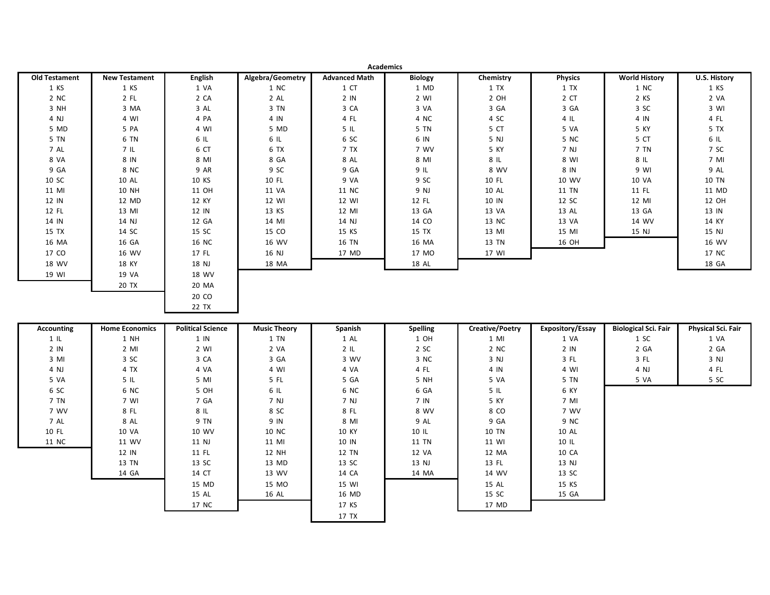**Academics**

| Old Testament | New Testament | English | Algebra/Geometry | Advanced Math | Biology | Chemistry | Physics | World History | U.S. History |
|---|---|---|---|---|---|---|---|---|---|
| 1 KS | 1 KS | 1 VA | 1 NC | 1 CT | 1 MD | 1 TX | 1 TX | 1 NC | 1 KS |
| 2 NC | 2 FL | 2 CA | 2 AL | 2 IN | 2 WI | 2 OH | 2 CT | 2 KS | 2 VA |
| 3 NH | 3 MA | 3 AL | 3 TN | 3 CA | 3 VA | 3 GA | 3 GA | 3 SC | 3 WI |
| 4 NJ | 4 WI | 4 PA | 4 IN | 4 FL | 4 NC | 4 SC | 4 IL | 4 IN | 4 FL |
| 5 MD | 5 PA | 4 WI | 5 MD | 5 IL | 5 TN | 5 CT | 5 VA | 5 KY | 5 TX |
| 5 TN | 6 TN | 6 IL | 6 IL | 6 SC | 6 IN | 5 NJ | 5 NC | 5 CT | 6 IL |
| 7 AL | 7 IL | 6 CT | 6 TX | 7 TX | 7 WV | 5 KY | 7 NJ | 7 TN | 7 SC |
| 8 VA | 8 IN | 8 MI | 8 GA | 8 AL | 8 MI | 8 IL | 8 WI | 8 IL | 7 MI |
| 9 GA | 8 NC | 9 AR | 9 SC | 9 GA | 9 IL | 8 WV | 8 IN | 9 WI | 9 AL |
| 10 SC | 10 AL | 10 KS | 10 FL | 9 VA | 9 SC | 10 FL | 10 WV | 10 VA | 10 TN |
| 11 MI | 10 NH | 11 OH | 11 VA | 11 NC | 9 NJ | 10 AL | 11 TN | 11 FL | 11 MD |
| 12 IN | 12 MD | 12 KY | 12 WI | 12 WI | 12 FL | 10 IN | 12 SC | 12 MI | 12 OH |
| 12 FL | 13 MI | 12 IN | 13 KS | 12 MI | 13 GA | 13 VA | 13 AL | 13 GA | 13 IN |
| 14 IN | 14 NJ | 12 GA | 14 MI | 14 NJ | 14 CO | 13 NC | 13 VA | 14 WV | 14 KY |
| 15 TX | 14 SC | 15 SC | 15 CO | 15 KS | 15 TX | 13 MI | 15 MI | 15 NJ | 15 NJ |
| 16 MA | 16 GA | 16 NC | 16 WV | 16 TN | 16 MA | 13 TN | 16 OH | | 16 WV |
| 17 CO | 16 WV | 17 FL | 16 NJ | 17 MD | 17 MO | 17 WI | | | 17 NC |
| 18 WV | 18 KY | 18 NJ | 18 MA | | 18 AL | | | | 18 GA |
| 19 WI | 19 VA | 18 WV | | | | | | | |
| | 20 TX | 20 MA | | | | | | | |
| | | 20 CO | | | | | | | |
| | | 22 TX | | | | | | | |

| Accounting | Home Economics | Political Science | Music Theory | Spanish | Spelling | Creative/Poetry | Expository/Essay | Biological Sci. Fair | Physical Sci. Fair |
|---|---|---|---|---|---|---|---|---|---|
| 1 IL | 1 NH | 1 IN | 1 TN | 1 AL | 1 OH | 1 MI | 1 VA | 1 SC | 1 VA |
| 2 IN | 2 MI | 2 WI | 2 VA | 2 IL | 2 SC | 2 NC | 2 IN | 2 GA | 2 GA |
| 3 MI | 3 SC | 3 CA | 3 GA | 3 WV | 3 NC | 3 NJ | 3 FL | 3 FL | 3 NJ |
| 4 NJ | 4 TX | 4 VA | 4 WI | 4 VA | 4 FL | 4 IN | 4 WI | 4 NJ | 4 FL |
| 5 VA | 5 IL | 5 MI | 5 FL | 5 GA | 5 NH | 5 VA | 5 TN | 5 VA | 5 SC |
| 6 SC | 6 NC | 5 OH | 6 IL | 6 NC | 6 GA | 5 IL | 6 KY | | |
| 7 TN | 7 WI | 7 GA | 7 NJ | 7 NJ | 7 IN | 5 KY | 7 MI | | |
| 7 WV | 8 FL | 8 IL | 8 SC | 8 FL | 8 WV | 8 CO | 7 WV | | |
| 7 AL | 8 AL | 9 TN | 9 IN | 8 MI | 9 AL | 9 GA | 9 NC | | |
| 10 FL | 10 VA | 10 WV | 10 NC | 10 KY | 10 IL | 10 TN | 10 AL | | |
| 11 NC | 11 WV | 11 NJ | 11 MI | 10 IN | 11 TN | 11 WI | 10 IL | | |
| | 12 IN | 11 FL | 12 NH | 12 TN | 12 VA | 12 MA | 10 CA | | |
| | 13 TN | 13 SC | 13 MD | 13 SC | 13 NJ | 13 FL | 13 NJ | | |
| | 14 GA | 14 CT | 13 WV | 14 CA | 14 MA | 14 WV | 13 SC | | |
| | | 15 MD | 15 MO | 15 WI | | 15 AL | 15 KS | | |
| | | 15 AL | 16 AL | 16 MD | | 15 SC | 15 GA | | |
| | | 17 NC | | 17 KS | | 17 MD | | | |
| | | | | 17 TX | | | | | |